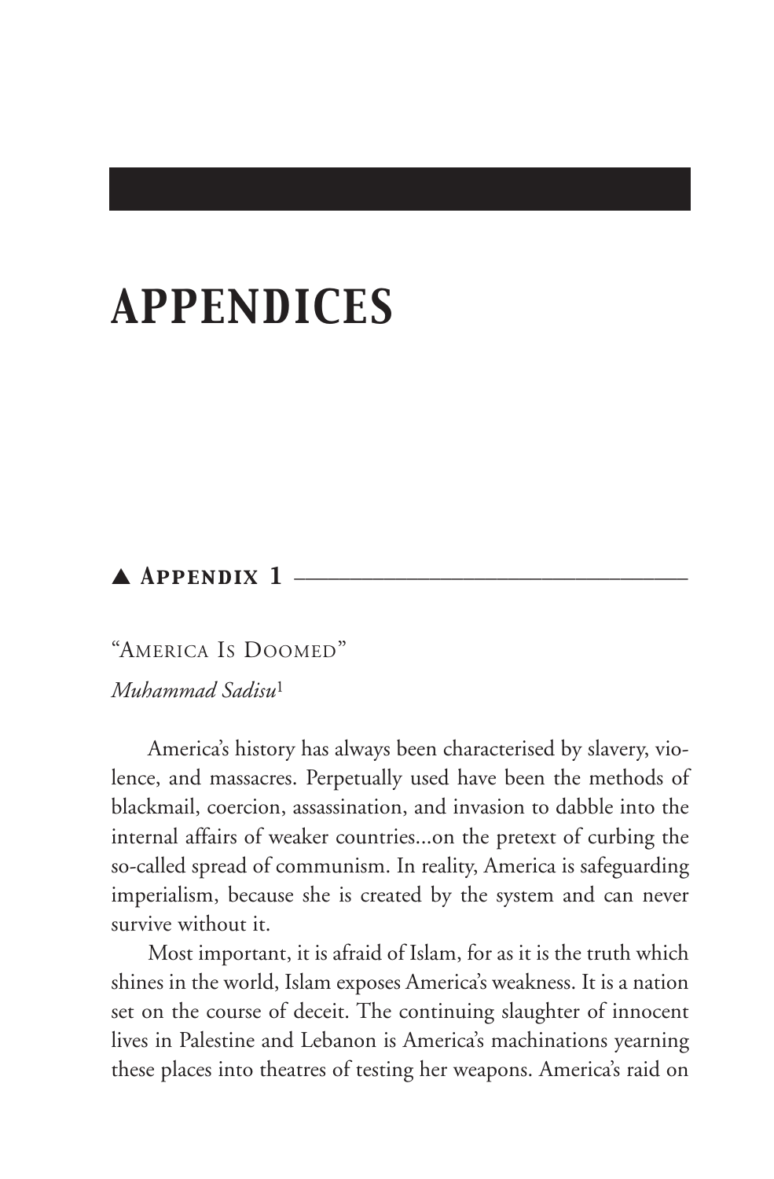# APPENDICES

## ▲ Appendix 1

"America Is Doomed"

*Muhammad Sadisu*[1]

America's history has always been characterised by slavery, violence, and massacres. Perpetually used have been the methods of blackmail, coercion, assassination, and invasion to dabble into the internal affairs of weaker countries...on the pretext of curbing the so-called spread of communism. In reality, America is safeguarding imperialism, because she is created by the system and can never survive without it.

Most important, it is afraid of Islam, for as it is the truth which shines in the world, Islam exposes America's weakness. It is a nation set on the course of deceit. The continuing slaughter of innocent lives in Palestine and Lebanon is America's machinations yearning these places into theatres of testing her weapons. America's raid on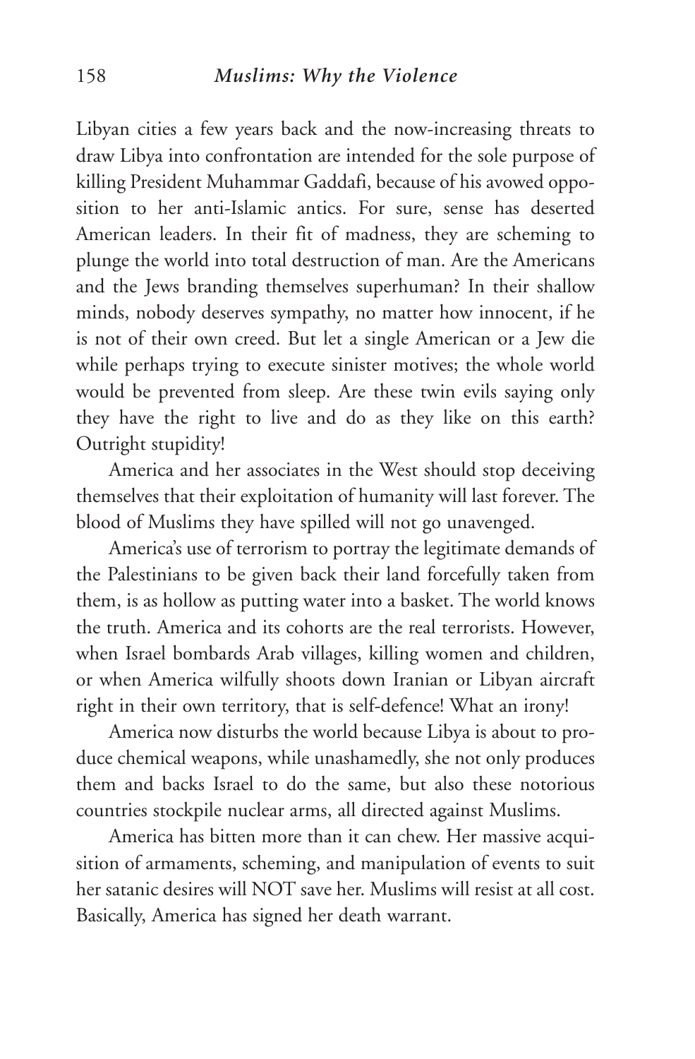Libyan cities a few years back and the now-increasing threats to draw Libya into confrontation are intended for the sole purpose of killing President Muhammar Gaddafi, because of his avowed opposition to her anti-Islamic antics. For sure, sense has deserted American leaders. In their fit of madness, they are scheming to plunge the world into total destruction of man. Are the Americans and the Jews branding themselves superhuman? In their shallow minds, nobody deserves sympathy, no matter how innocent, if he is not of their own creed. But let a single American or a Jew die while perhaps trying to execute sinister motives; the whole world would be prevented from sleep. Are these twin evils saying only they have the right to live and do as they like on this earth? Outright stupidity!

America and her associates in the West should stop deceiving themselves that their exploitation of humanity will last forever. The blood of Muslims they have spilled will not go unavenged.

America's use of terrorism to portray the legitimate demands of the Palestinians to be given back their land forcefully taken from them, is as hollow as putting water into a basket. The world knows the truth. America and its cohorts are the real terrorists. However, when Israel bombards Arab villages, killing women and children, or when America wilfully shoots down Iranian or Libyan aircraft right in their own territory, that is self-defence! What an irony!

America now disturbs the world because Libya is about to produce chemical weapons, while unashamedly, she not only produces them and backs Israel to do the same, but also these notorious countries stockpile nuclear arms, all directed against Muslims.

America has bitten more than it can chew. Her massive acquisition of armaments, scheming, and manipulation of events to suit her satanic desires will NOT save her. Muslims will resist at all cost. Basically, America has signed her death warrant.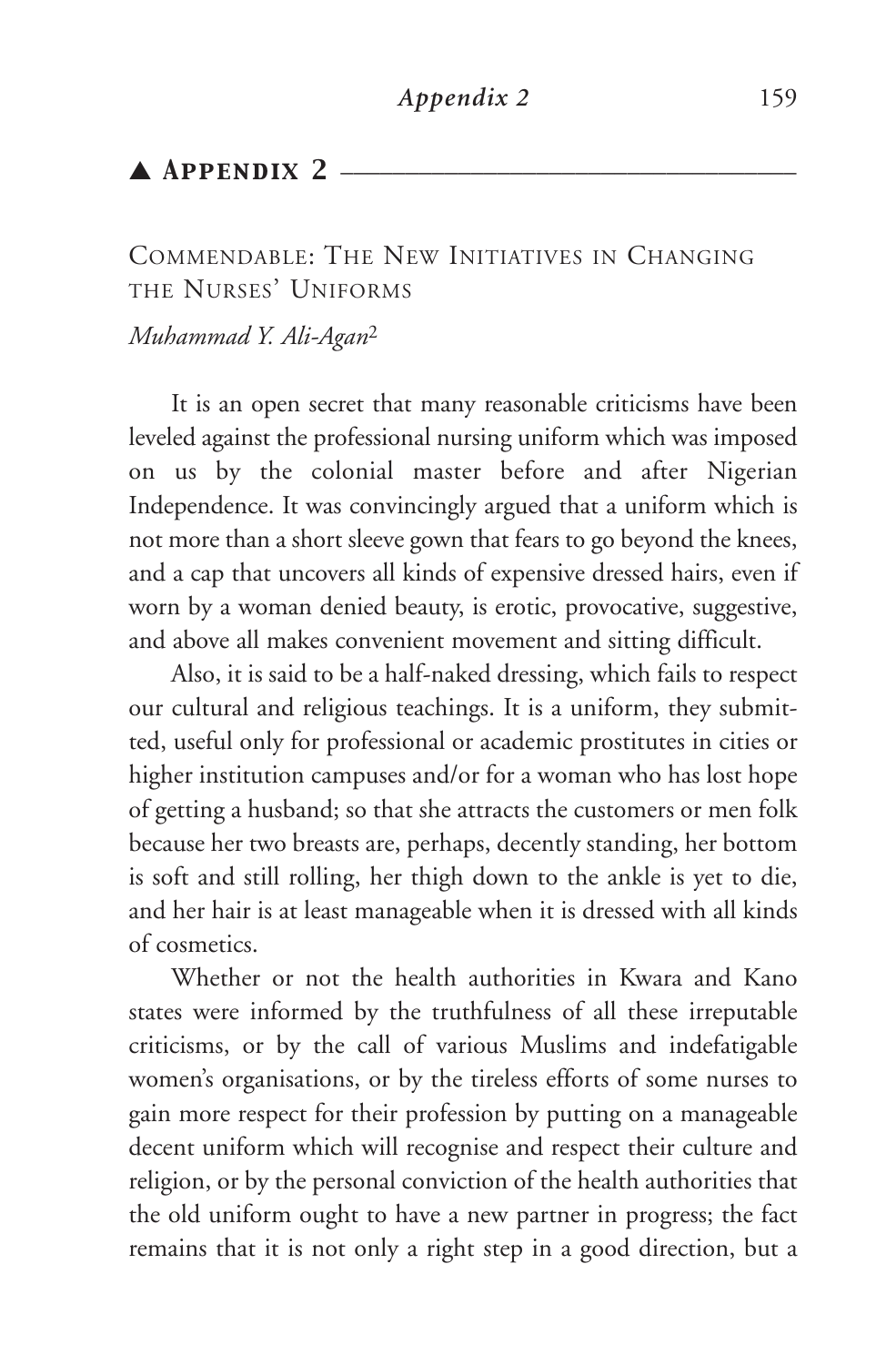## ▲ Appendix 2

### Commendable: The New Initiatives in Changing the Nurses' Uniforms

*Muhammad Y. Ali-Agan*[2]

It is an open secret that many reasonable criticisms have been leveled against the professional nursing uniform which was imposed on us by the colonial master before and after Nigerian Independence. It was convincingly argued that a uniform which is not more than a short sleeve gown that fears to go beyond the knees, and a cap that uncovers all kinds of expensive dressed hairs, even if worn by a woman denied beauty, is erotic, provocative, suggestive, and above all makes convenient movement and sitting difficult.

Also, it is said to be a half-naked dressing, which fails to respect our cultural and religious teachings. It is a uniform, they submitted, useful only for professional or academic prostitutes in cities or higher institution campuses and/or for a woman who has lost hope of getting a husband; so that she attracts the customers or men folk because her two breasts are, perhaps, decently standing, her bottom is soft and still rolling, her thigh down to the ankle is yet to die, and her hair is at least manageable when it is dressed with all kinds of cosmetics.

Whether or not the health authorities in Kwara and Kano states were informed by the truthfulness of all these irreputable criticisms, or by the call of various Muslims and indefatigable women's organisations, or by the tireless efforts of some nurses to gain more respect for their profession by putting on a manageable decent uniform which will recognise and respect their culture and religion, or by the personal conviction of the health authorities that the old uniform ought to have a new partner in progress; the fact remains that it is not only a right step in a good direction, but a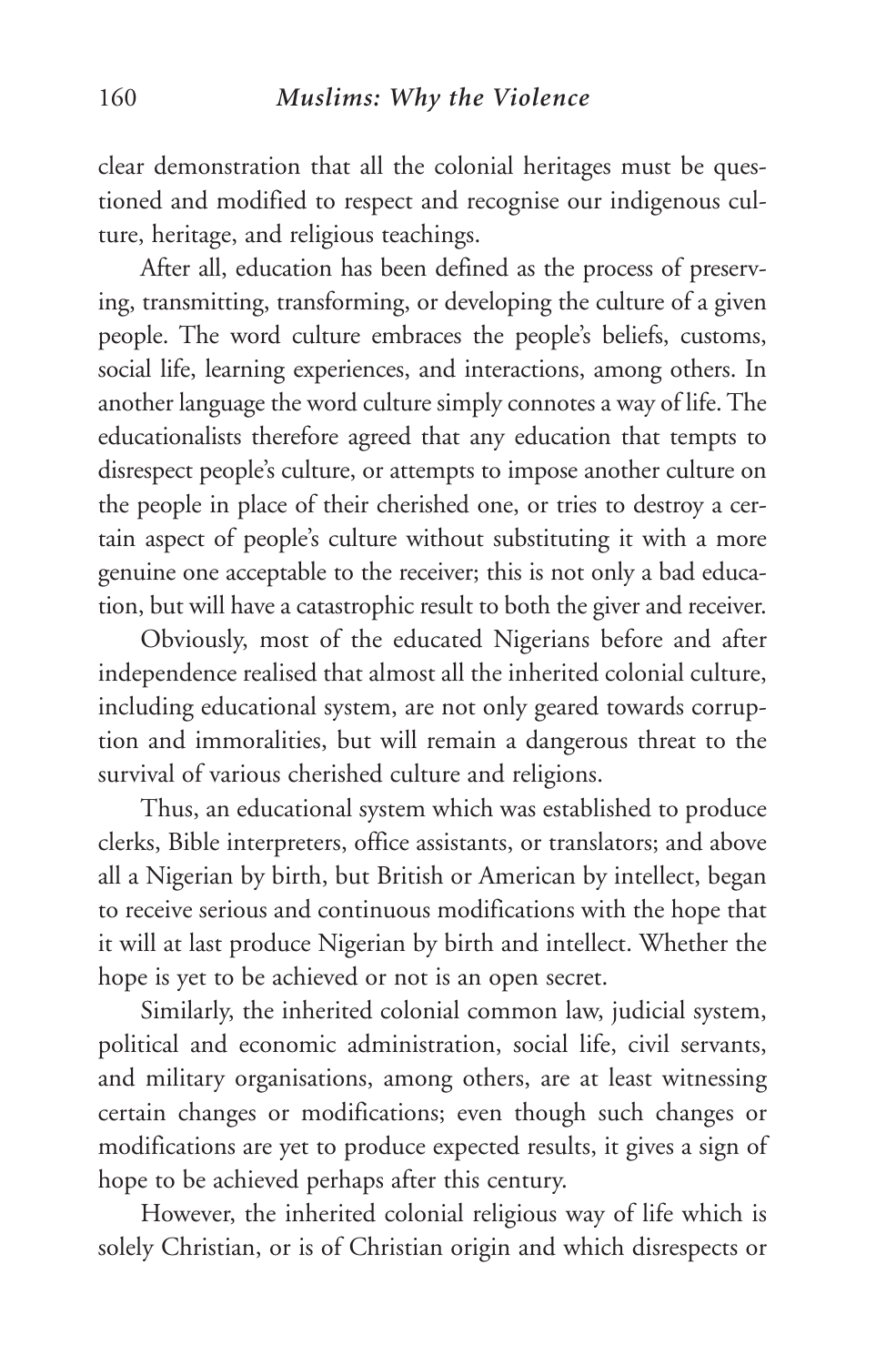clear demonstration that all the colonial heritages must be questioned and modified to respect and recognise our indigenous culture, heritage, and religious teachings.

After all, education has been defined as the process of preserving, transmitting, transforming, or developing the culture of a given people. The word culture embraces the people's beliefs, customs, social life, learning experiences, and interactions, among others. In another language the word culture simply connotes a way of life. The educationalists therefore agreed that any education that tempts to disrespect people's culture, or attempts to impose another culture on the people in place of their cherished one, or tries to destroy a certain aspect of people's culture without substituting it with a more genuine one acceptable to the receiver; this is not only a bad education, but will have a catastrophic result to both the giver and receiver.

Obviously, most of the educated Nigerians before and after independence realised that almost all the inherited colonial culture, including educational system, are not only geared towards corruption and immoralities, but will remain a dangerous threat to the survival of various cherished culture and religions.

Thus, an educational system which was established to produce clerks, Bible interpreters, office assistants, or translators; and above all a Nigerian by birth, but British or American by intellect, began to receive serious and continuous modifications with the hope that it will at last produce Nigerian by birth and intellect. Whether the hope is yet to be achieved or not is an open secret.

Similarly, the inherited colonial common law, judicial system, political and economic administration, social life, civil servants, and military organisations, among others, are at least witnessing certain changes or modifications; even though such changes or modifications are yet to produce expected results, it gives a sign of hope to be achieved perhaps after this century.

However, the inherited colonial religious way of life which is solely Christian, or is of Christian origin and which disrespects or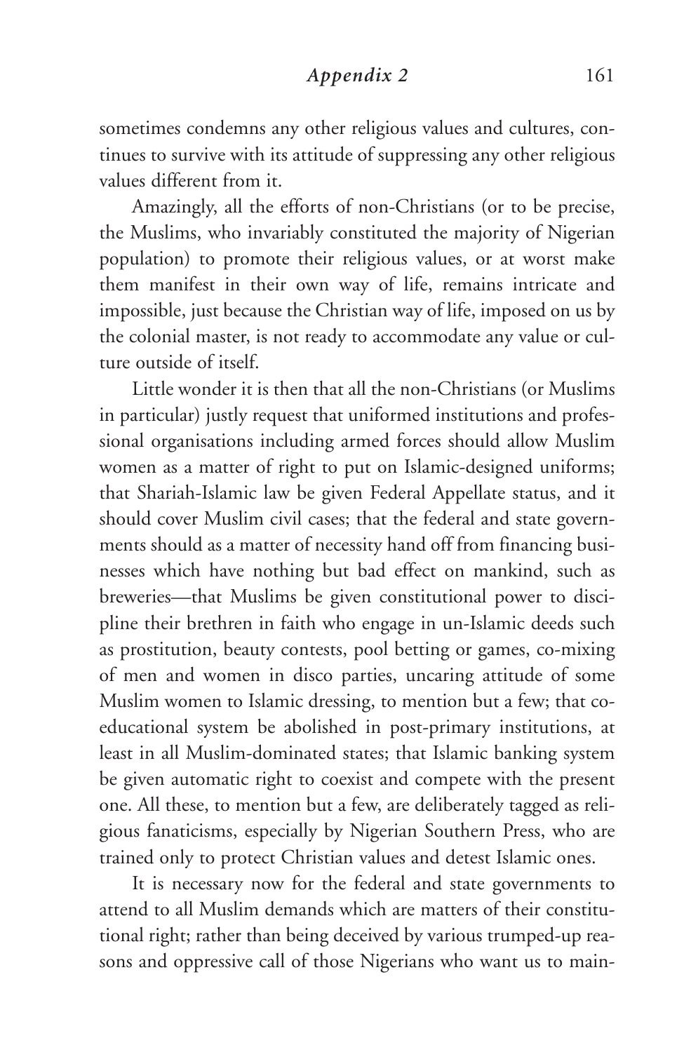sometimes condemns any other religious values and cultures, continues to survive with its attitude of suppressing any other religious values different from it.

Amazingly, all the efforts of non-Christians (or to be precise, the Muslims, who invariably constituted the majority of Nigerian population) to promote their religious values, or at worst make them manifest in their own way of life, remains intricate and impossible, just because the Christian way of life, imposed on us by the colonial master, is not ready to accommodate any value or culture outside of itself.

Little wonder it is then that all the non-Christians (or Muslims in particular) justly request that uniformed institutions and professional organisations including armed forces should allow Muslim women as a matter of right to put on Islamic-designed uniforms; that Shariah-Islamic law be given Federal Appellate status, and it should cover Muslim civil cases; that the federal and state governments should as a matter of necessity hand off from financing businesses which have nothing but bad effect on mankind, such as breweries—that Muslims be given constitutional power to discipline their brethren in faith who engage in un-Islamic deeds such as prostitution, beauty contests, pool betting or games, co-mixing of men and women in disco parties, uncaring attitude of some Muslim women to Islamic dressing, to mention but a few; that co-educational system be abolished in post-primary institutions, at least in all Muslim-dominated states; that Islamic banking system be given automatic right to coexist and compete with the present one. All these, to mention but a few, are deliberately tagged as religious fanaticisms, especially by Nigerian Southern Press, who are trained only to protect Christian values and detest Islamic ones.

It is necessary now for the federal and state governments to attend to all Muslim demands which are matters of their constitutional right; rather than being deceived by various trumped-up reasons and oppressive call of those Nigerians who want us to main-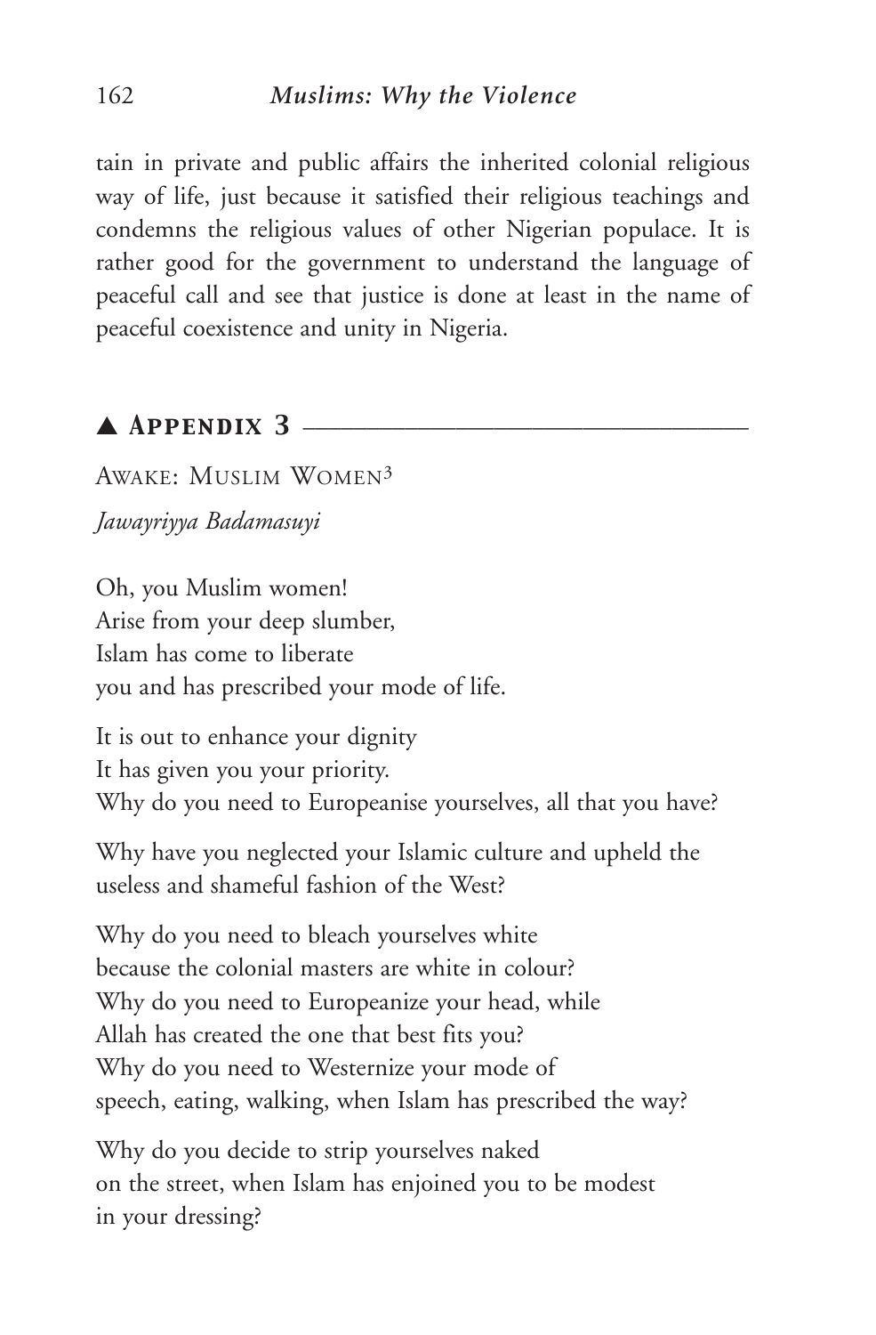tain in private and public affairs the inherited colonial religious way of life, just because it satisfied their religious teachings and condemns the religious values of other Nigerian populace. It is rather good for the government to understand the language of peaceful call and see that justice is done at least in the name of peaceful coexistence and unity in Nigeria.

## ▲ Appendix 3

AWAKE: MUSLIM WOMEN[3]

*Jawayriyya Badamasuyi*

Oh, you Muslim women!  
Arise from your deep slumber,  
Islam has come to liberate  
you and has prescribed your mode of life.

It is out to enhance your dignity  
It has given you your priority.  
Why do you need to Europeanise yourselves, all that you have?

Why have you neglected your Islamic culture and upheld the useless and shameful fashion of the West?

Why do you need to bleach yourselves white  
because the colonial masters are white in colour?  
Why do you need to Europeanize your head, while  
Allah has created the one that best fits you?  
Why do you need to Westernize your mode of  
speech, eating, walking, when Islam has prescribed the way?

Why do you decide to strip yourselves naked  
on the street, when Islam has enjoined you to be modest  
in your dressing?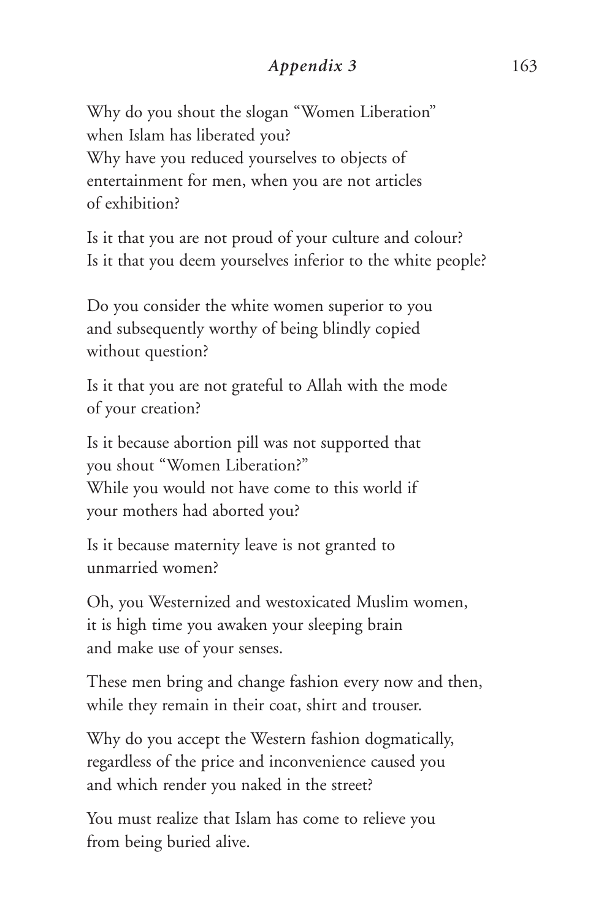Why do you shout the slogan "Women Liberation"
when Islam has liberated you?
Why have you reduced yourselves to objects of
entertainment for men, when you are not articles
of exhibition?

Is it that you are not proud of your culture and colour?
Is it that you deem yourselves inferior to the white people?

Do you consider the white women superior to you
and subsequently worthy of being blindly copied
without question?

Is it that you are not grateful to Allah with the mode
of your creation?

Is it because abortion pill was not supported that
you shout "Women Liberation?"
While you would not have come to this world if
your mothers had aborted you?

Is it because maternity leave is not granted to
unmarried women?

Oh, you Westernized and westoxicated Muslim women,
it is high time you awaken your sleeping brain
and make use of your senses.

These men bring and change fashion every now and then,
while they remain in their coat, shirt and trouser.

Why do you accept the Western fashion dogmatically,
regardless of the price and inconvenience caused you
and which render you naked in the street?

You must realize that Islam has come to relieve you
from being buried alive.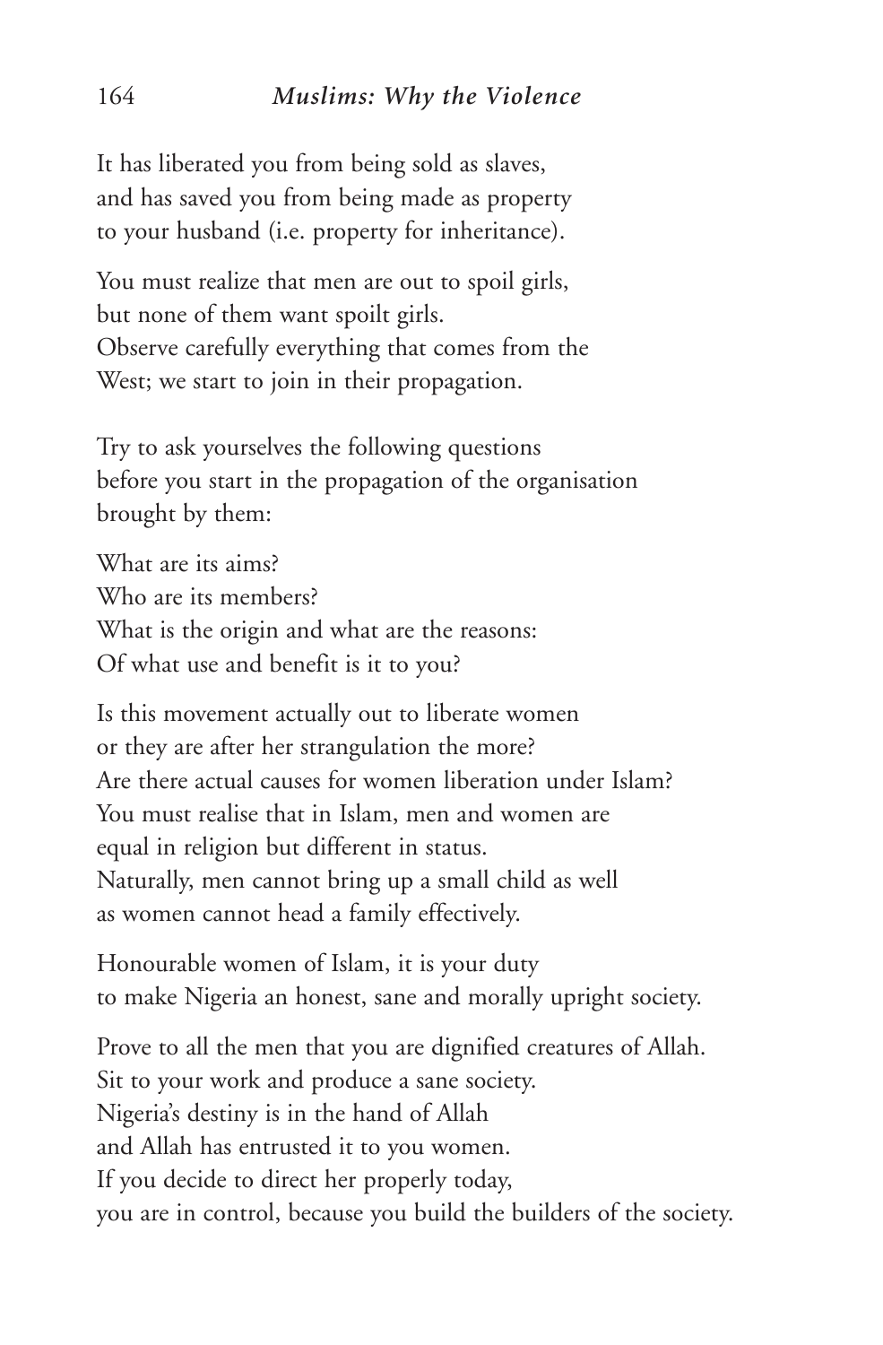It has liberated you from being sold as slaves,
and has saved you from being made as property
to your husband (i.e. property for inheritance).

You must realize that men are out to spoil girls,
but none of them want spoilt girls.
Observe carefully everything that comes from the
West; we start to join in their propagation.

Try to ask yourselves the following questions
before you start in the propagation of the organisation
brought by them:

What are its aims?
Who are its members?
What is the origin and what are the reasons:
Of what use and benefit is it to you?

Is this movement actually out to liberate women
or they are after her strangulation the more?
Are there actual causes for women liberation under Islam?
You must realise that in Islam, men and women are
equal in religion but different in status.
Naturally, men cannot bring up a small child as well
as women cannot head a family effectively.

Honourable women of Islam, it is your duty
to make Nigeria an honest, sane and morally upright society.

Prove to all the men that you are dignified creatures of Allah.
Sit to your work and produce a sane society.
Nigeria's destiny is in the hand of Allah
and Allah has entrusted it to you women.
If you decide to direct her properly today,
you are in control, because you build the builders of the society.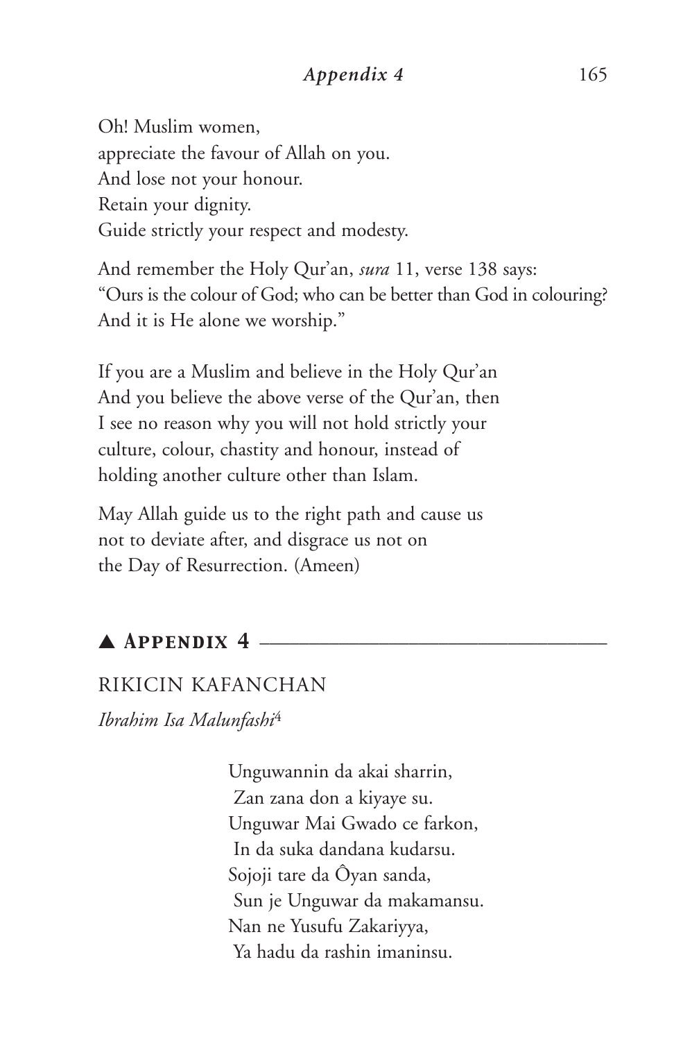Oh! Muslim women,  
appreciate the favour of Allah on you.  
And lose not your honour.  
Retain your dignity.  
Guide strictly your respect and modesty.

And remember the Holy Qur'an, *sura* 11, verse 138 says:  
"Ours is the colour of God; who can be better than God in colouring?  
And it is He alone we worship."

If you are a Muslim and believe in the Holy Qur'an  
And you believe the above verse of the Qur'an, then  
I see no reason why you will not hold strictly your  
culture, colour, chastity and honour, instead of  
holding another culture other than Islam.

May Allah guide us to the right path and cause us  
not to deviate after, and disgrace us not on  
the Day of Resurrection. (Ameen)

## ▲ Appendix 4

### RIKICIN KAFANCHAN

*Ibrahim Isa Malunfashi*[4]

Unguwannin da akai sharrin,  
 Zan zana don a kiyaye su.  
Unguwar Mai Gwado ce farkon,  
 In da suka dandana kudarsu.  
Sojoji tare da Ôyan sanda,  
 Sun je Unguwar da makamansu.  
Nan ne Yusufu Zakariyya,  
 Ya hadu da rashin imaninsu.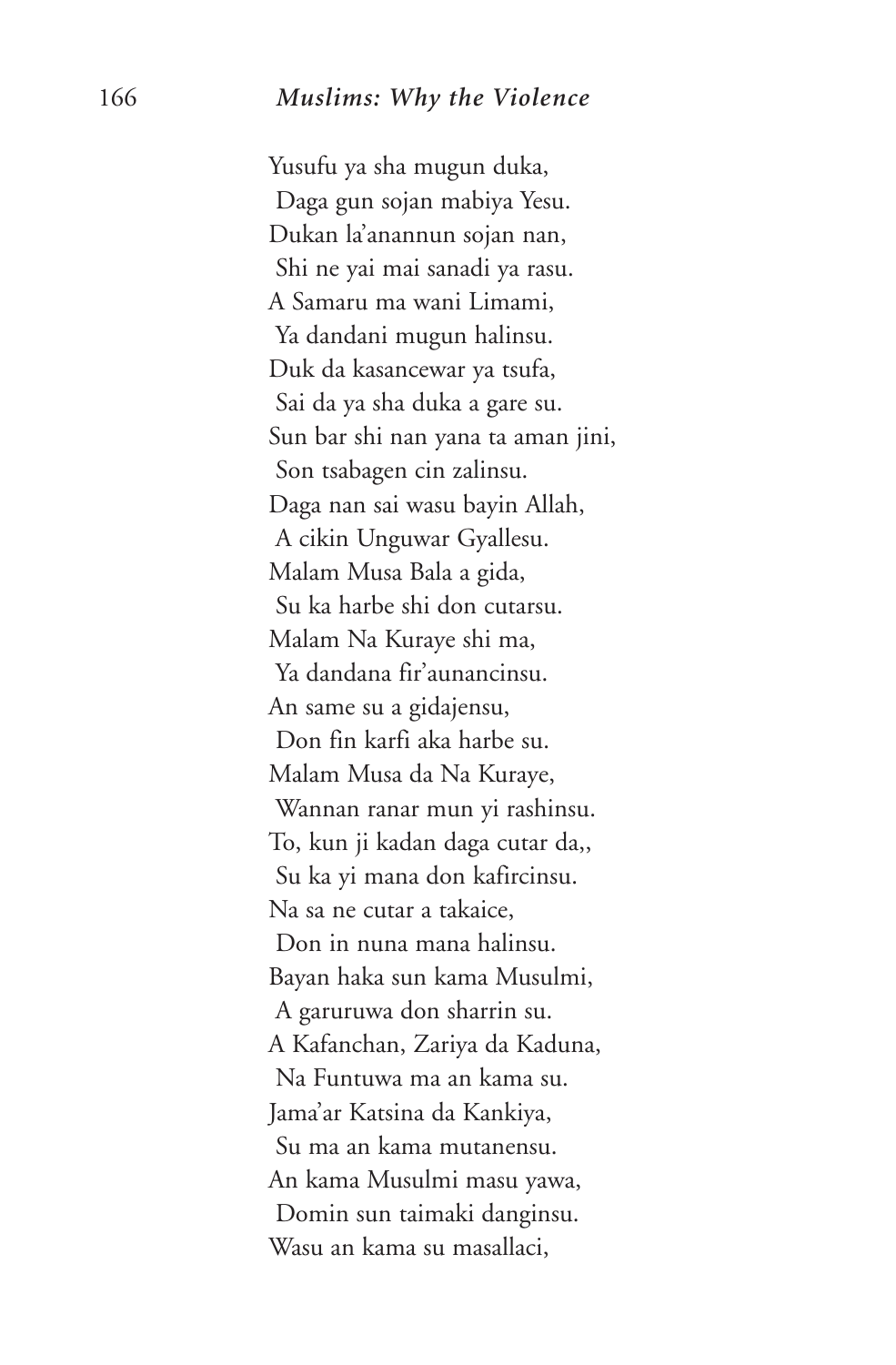Yusufu ya sha mugun duka,
 Daga gun sojan mabiya Yesu.
Dukan la'anannun sojan nan,
 Shi ne yai mai sanadi ya rasu.
A Samaru ma wani Limami,
 Ya dandani mugun halinsu.
Duk da kasancewar ya tsufa,
 Sai da ya sha duka a gare su.
Sun bar shi nan yana ta aman jini,
 Son tsabagen cin zalinsu.
Daga nan sai wasu bayin Allah,
 A cikin Unguwar Gyallesu.
Malam Musa Bala a gida,
 Su ka harbe shi don cutarsu.
Malam Na Kuraye shi ma,
 Ya dandana fir'aunancinsu.
An same su a gidajensu,
 Don fin karfi aka harbe su.
Malam Musa da Na Kuraye,
 Wannan ranar mun yi rashinsu.
To, kun ji kadan daga cutar da,,
 Su ka yi mana don kafircinsu.
Na sa ne cutar a takaice,
 Don in nuna mana halinsu.
Bayan haka sun kama Musulmi,
 A garuruwa don sharrin su.
A Kafanchan, Zariya da Kaduna,
 Na Funtuwa ma an kama su.
Jama'ar Katsina da Kankiya,
 Su ma an kama mutanensu.
An kama Musulmi masu yawa,
 Domin sun taimaki danginsu.
Wasu an kama su masallaci,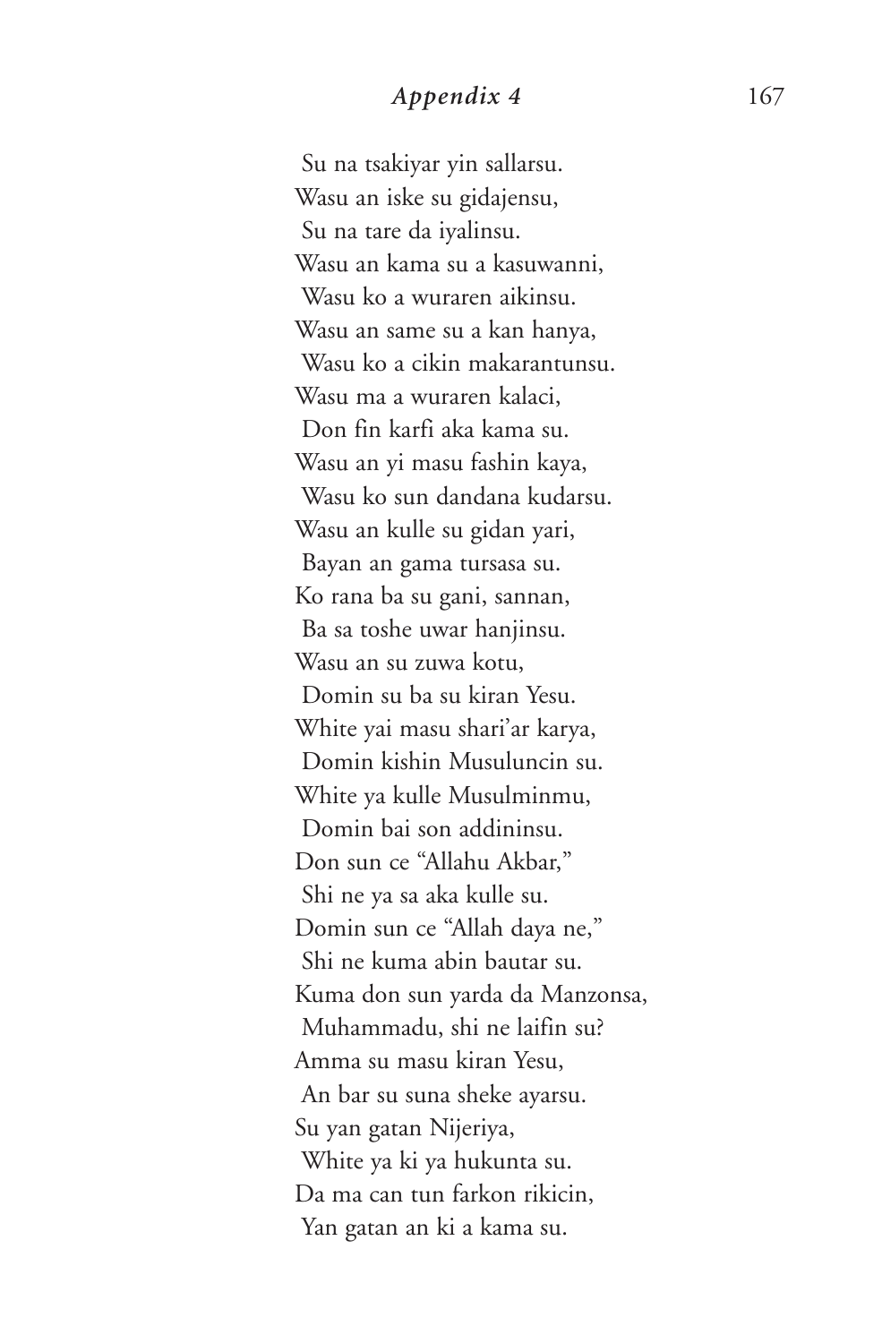Su na tsakiyar yin sallarsu.
Wasu an iske su gidajensu,
Su na tare da iyalinsu.
Wasu an kama su a kasuwanni,
Wasu ko a wuraren aikinsu.
Wasu an same su a kan hanya,
Wasu ko a cikin makarantunsu.
Wasu ma a wuraren kalaci,
Don fin karfi aka kama su.
Wasu an yi masu fashin kaya,
Wasu ko sun dandana kudarsu.
Wasu an kulle su gidan yari,
Bayan an gama tursasa su.
Ko rana ba su gani, sannan,
Ba sa toshe uwar hanjinsu.
Wasu an su zuwa kotu,
Domin su ba su kiran Yesu.
White yai masu shari'ar karya,
Domin kishin Musuluncin su.
White ya kulle Musulminmu,
Domin bai son addininsu.
Don sun ce "Allahu Akbar,"
Shi ne ya sa aka kulle su.
Domin sun ce "Allah daya ne,"
Shi ne kuma abin bautar su.
Kuma don sun yarda da Manzonsa,
Muhammadu, shi ne laifin su?
Amma su masu kiran Yesu,
An bar su suna sheke ayarsu.
Su yan gatan Nijeriya,
White ya ki ya hukunta su.
Da ma can tun farkon rikicin,
Yan gatan an ki a kama su.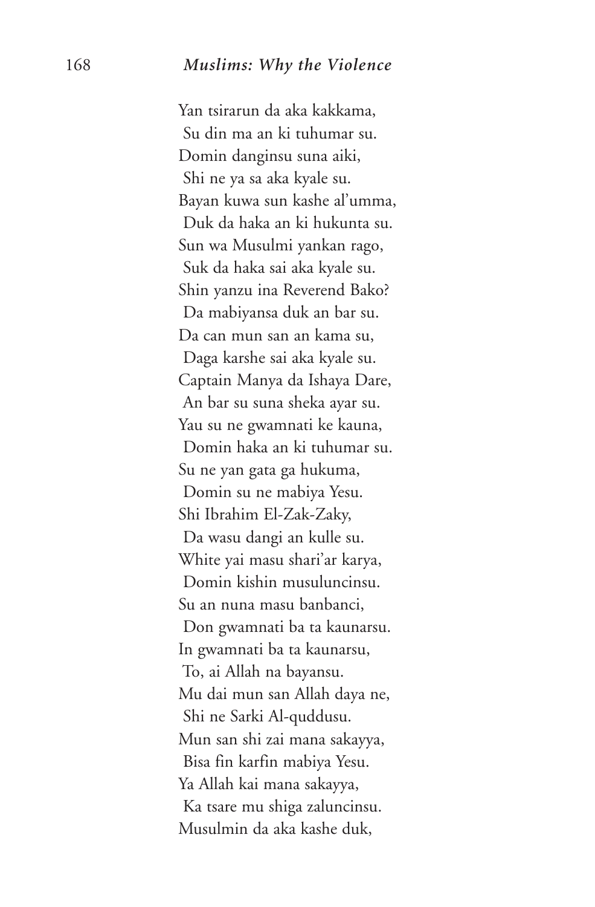Yan tsirarun da aka kakkama,
 Su din ma an ki tuhumar su.
Domin danginsu suna aiki,
 Shi ne ya sa aka kyale su.
Bayan kuwa sun kashe al'umma,
 Duk da haka an ki hukunta su.
Sun wa Musulmi yankan rago,
 Suk da haka sai aka kyale su.
Shin yanzu ina Reverend Bako?
 Da mabiyansa duk an bar su.
Da can mun san an kama su,
 Daga karshe sai aka kyale su.
Captain Manya da Ishaya Dare,
 An bar su suna sheka ayar su.
Yau su ne gwamnati ke kauna,
 Domin haka an ki tuhumar su.
Su ne yan gata ga hukuma,
 Domin su ne mabiya Yesu.
Shi Ibrahim El-Zak-Zaky,
 Da wasu dangi an kulle su.
White yai masu shari'ar karya,
 Domin kishin musuluncinsu.
Su an nuna masu banbanci,
 Don gwamnati ba ta kaunarsu.
In gwamnati ba ta kaunarsu,
 To, ai Allah na bayansu.
Mu dai mun san Allah daya ne,
 Shi ne Sarki Al-quddusu.
Mun san shi zai mana sakayya,
 Bisa fin karfin mabiya Yesu.
Ya Allah kai mana sakayya,
 Ka tsare mu shiga zaluncinsu.
Musulmin da aka kashe duk,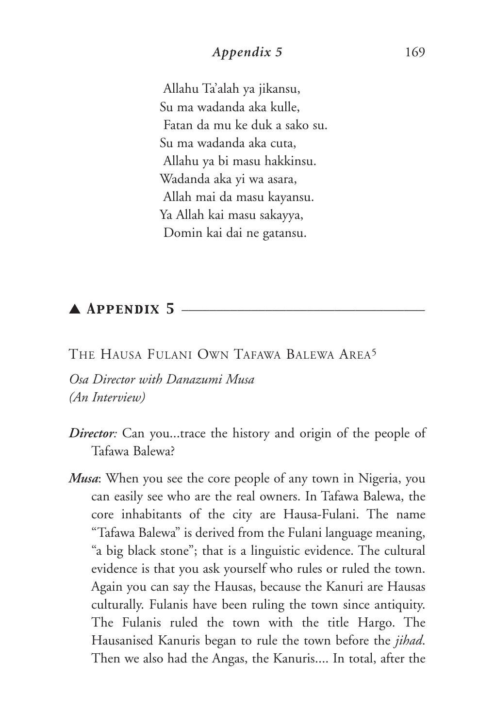Allahu Ta'alah ya jikansu,  
Su ma wadanda aka kulle,  
Fatan da mu ke duk a sako su.  
Su ma wadanda aka cuta,  
Allahu ya bi masu hakkinsu.  
Wadanda aka yi wa asara,  
Allah mai da masu kayansu.  
Ya Allah kai masu sakayya,  
Domin kai dai ne gatansu.

## ▲ Appendix 5

### The Hausa Fulani Own Tafawa Balewa Area[5]

*Osa Director with Danazumi Musa*  
*(An Interview)*

***Director:*** Can you...trace the history and origin of the people of Tafawa Balewa?

***Musa***: When you see the core people of any town in Nigeria, you can easily see who are the real owners. In Tafawa Balewa, the core inhabitants of the city are Hausa-Fulani. The name "Tafawa Balewa" is derived from the Fulani language meaning, "a big black stone"; that is a linguistic evidence. The cultural evidence is that you ask yourself who rules or ruled the town. Again you can say the Hausas, because the Kanuri are Hausas culturally. Fulanis have been ruling the town since antiquity. The Fulanis ruled the town with the title Hargo. The Hausanised Kanuris began to rule the town before the *jihad*. Then we also had the Angas, the Kanuris.... In total, after the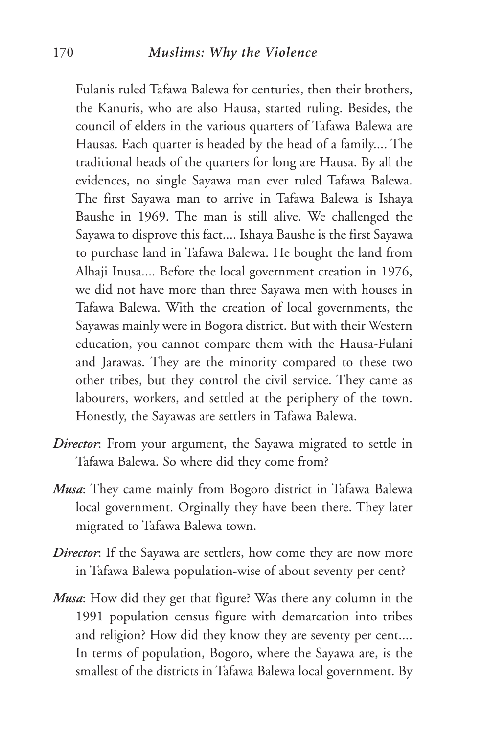Fulanis ruled Tafawa Balewa for centuries, then their brothers, the Kanuris, who are also Hausa, started ruling. Besides, the council of elders in the various quarters of Tafawa Balewa are Hausas. Each quarter is headed by the head of a family.... The traditional heads of the quarters for long are Hausa. By all the evidences, no single Sayawa man ever ruled Tafawa Balewa. The first Sayawa man to arrive in Tafawa Balewa is Ishaya Baushe in 1969. The man is still alive. We challenged the Sayawa to disprove this fact.... Ishaya Baushe is the first Sayawa to purchase land in Tafawa Balewa. He bought the land from Alhaji Inusa.... Before the local government creation in 1976, we did not have more than three Sayawa men with houses in Tafawa Balewa. With the creation of local governments, the Sayawas mainly were in Bogora district. But with their Western education, you cannot compare them with the Hausa-Fulani and Jarawas. They are the minority compared to these two other tribes, but they control the civil service. They came as labourers, workers, and settled at the periphery of the town. Honestly, the Sayawas are settlers in Tafawa Balewa.

***Director***: From your argument, the Sayawa migrated to settle in Tafawa Balewa. So where did they come from?

***Musa***: They came mainly from Bogoro district in Tafawa Balewa local government. Orginally they have been there. They later migrated to Tafawa Balewa town.

***Director***: If the Sayawa are settlers, how come they are now more in Tafawa Balewa population-wise of about seventy per cent?

***Musa***: How did they get that figure? Was there any column in the 1991 population census figure with demarcation into tribes and religion? How did they know they are seventy per cent.... In terms of population, Bogoro, where the Sayawa are, is the smallest of the districts in Tafawa Balewa local government. By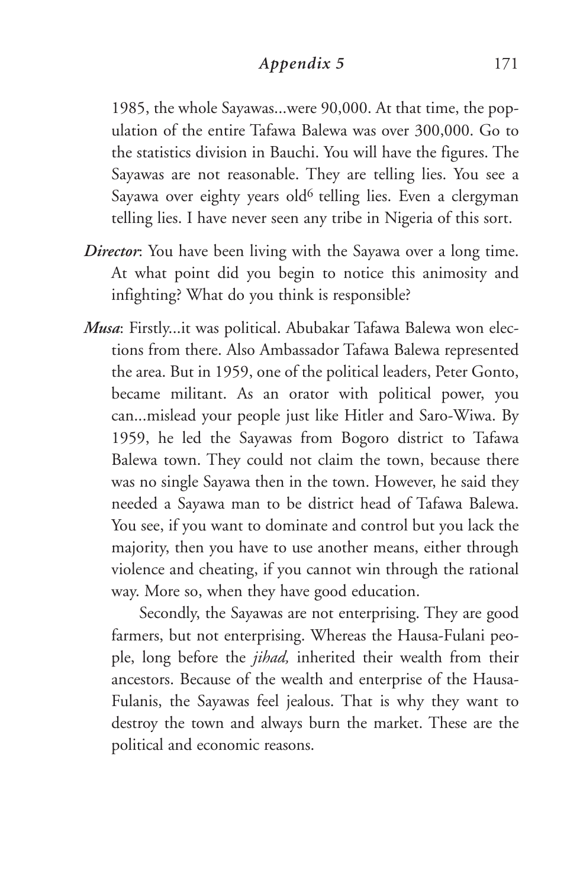1985, the whole Sayawas...were 90,000. At that time, the population of the entire Tafawa Balewa was over 300,000. Go to the statistics division in Bauchi. You will have the figures. The Sayawas are not reasonable. They are telling lies. You see a Sayawa over eighty years old[6] telling lies. Even a clergyman telling lies. I have never seen any tribe in Nigeria of this sort.

***Director***: You have been living with the Sayawa over a long time. At what point did you begin to notice this animosity and infighting? What do you think is responsible?

***Musa***: Firstly...it was political. Abubakar Tafawa Balewa won elections from there. Also Ambassador Tafawa Balewa represented the area. But in 1959, one of the political leaders, Peter Gonto, became militant. As an orator with political power, you can...mislead your people just like Hitler and Saro-Wiwa. By 1959, he led the Sayawas from Bogoro district to Tafawa Balewa town. They could not claim the town, because there was no single Sayawa then in the town. However, he said they needed a Sayawa man to be district head of Tafawa Balewa. You see, if you want to dominate and control but you lack the majority, then you have to use another means, either through violence and cheating, if you cannot win through the rational way. More so, when they have good education.

Secondly, the Sayawas are not enterprising. They are good farmers, but not enterprising. Whereas the Hausa-Fulani people, long before the *jihad,* inherited their wealth from their ancestors. Because of the wealth and enterprise of the Hausa-Fulanis, the Sayawas feel jealous. That is why they want to destroy the town and always burn the market. These are the political and economic reasons.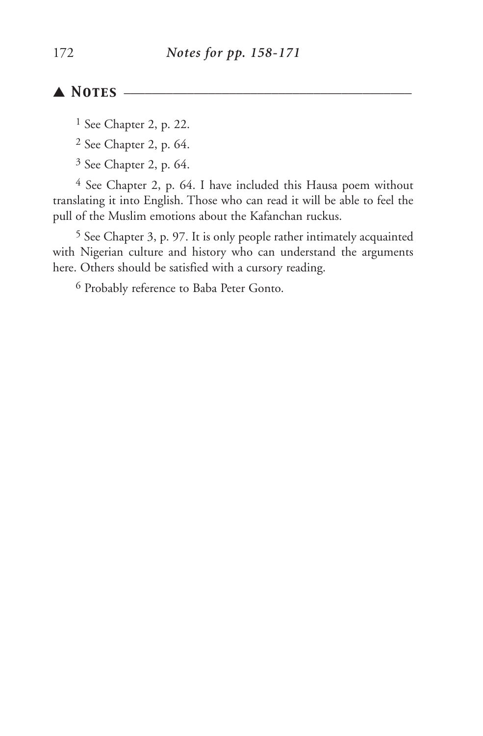## ▲ Notes

[1] See Chapter 2, p. 22.

[2] See Chapter 2, p. 64.

[3] See Chapter 2, p. 64.

[4] See Chapter 2, p. 64. I have included this Hausa poem without translating it into English. Those who can read it will be able to feel the pull of the Muslim emotions about the Kafanchan ruckus.

[5] See Chapter 3, p. 97. It is only people rather intimately acquainted with Nigerian culture and history who can understand the arguments here. Others should be satisfied with a cursory reading.

[6] Probably reference to Baba Peter Gonto.